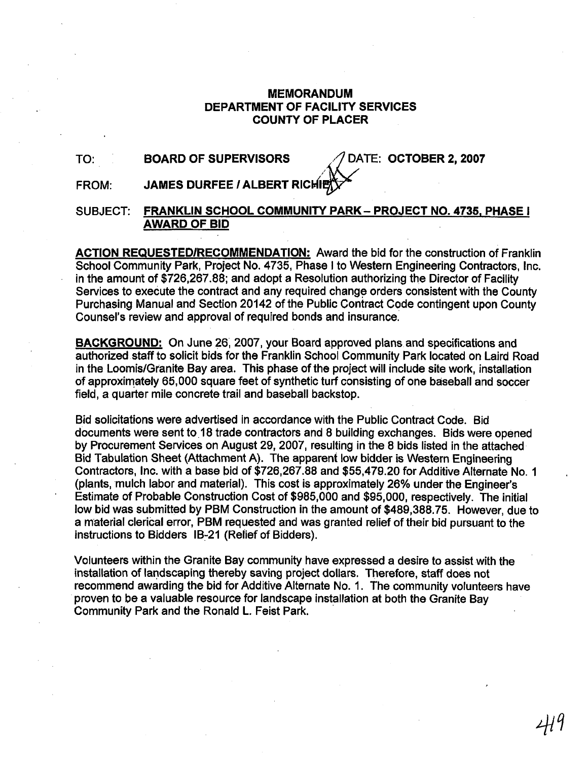# MEMORANDUM
## DEPARTMENT OF FACILITY SERVICES
## COUNTY OF PLACER

TO: **BOARD OF SUPERVISORS** DATE: **OCTOBER 2, 2007**

FROM: **JAMES DURFEE / ALBERT RICHIE**

SUBJECT: **FRANKLIN SCHOOL COMMUNITY PARK – PROJECT NO. 4735, PHASE I AWARD OF BID**

**ACTION REQUESTED/RECOMMENDATION:** Award the bid for the construction of Franklin School Community Park, Project No. 4735, Phase I to Western Engineering Contractors, Inc. in the amount of $726,267.88; and adopt a Resolution authorizing the Director of Facility Services to execute the contract and any required change orders consistent with the County Purchasing Manual and Section 20142 of the Public Contract Code contingent upon County Counsel's review and approval of required bonds and insurance.

**BACKGROUND:** On June 26, 2007, your Board approved plans and specifications and authorized staff to solicit bids for the Franklin School Community Park located on Laird Road in the Loomis/Granite Bay area. This phase of the project will include site work, installation of approximately 65,000 square feet of synthetic turf consisting of one baseball and soccer field, a quarter mile concrete trail and baseball backstop.

Bid solicitations were advertised in accordance with the Public Contract Code. Bid documents were sent to 18 trade contractors and 8 building exchanges. Bids were opened by Procurement Services on August 29, 2007, resulting in the 8 bids listed in the attached Bid Tabulation Sheet (Attachment A). The apparent low bidder is Western Engineering Contractors, Inc. with a base bid of $726,267.88 and $55,479.20 for Additive Alternate No. 1 (plants, mulch labor and material). This cost is approximately 26% under the Engineer's Estimate of Probable Construction Cost of $985,000 and $95,000, respectively. The initial low bid was submitted by PBM Construction in the amount of $489,388.75. However, due to a material clerical error, PBM requested and was granted relief of their bid pursuant to the instructions to Bidders IB-21 (Relief of Bidders).

Volunteers within the Granite Bay community have expressed a desire to assist with the installation of landscaping thereby saving project dollars. Therefore, staff does not recommend awarding the bid for Additive Alternate No. 1. The community volunteers have proven to be a valuable resource for landscape installation at both the Granite Bay Community Park and the Ronald L. Feist Park.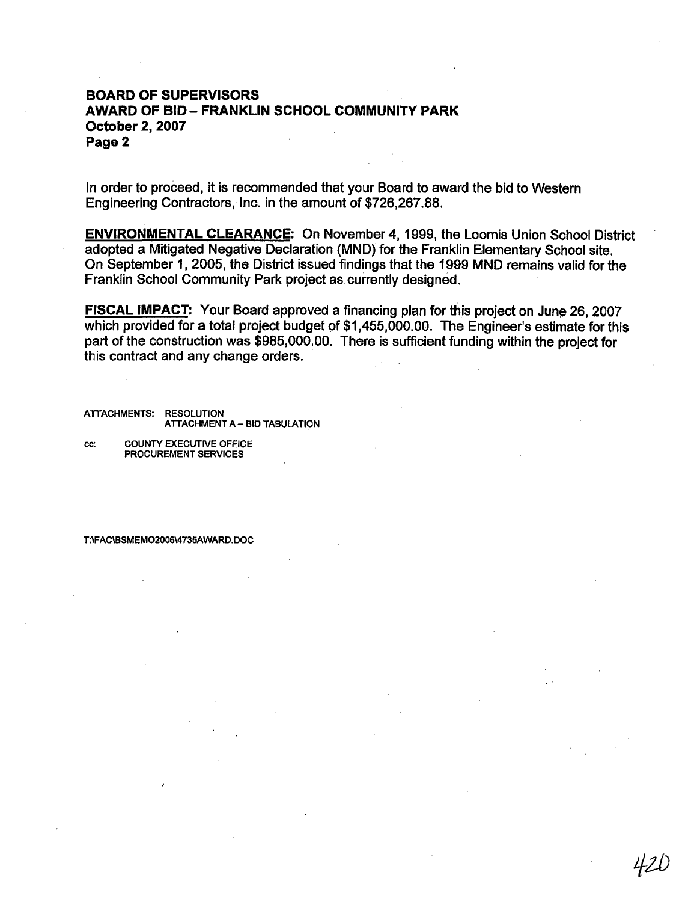**BOARD OF SUPERVISORS**
**AWARD OF BID – FRANKLIN SCHOOL COMMUNITY PARK**
**October 2, 2007**
**Page 2**

In order to proceed, it is recommended that your Board to award the bid to Western Engineering Contractors, Inc. in the amount of $726,267.88.

**ENVIRONMENTAL CLEARANCE:** On November 4, 1999, the Loomis Union School District adopted a Mitigated Negative Declaration (MND) for the Franklin Elementary School site. On September 1, 2005, the District issued findings that the 1999 MND remains valid for the Franklin School Community Park project as currently designed.

**FISCAL IMPACT:** Your Board approved a financing plan for this project on June 26, 2007 which provided for a total project budget of $1,455,000.00. The Engineer's estimate for this part of the construction was $985,000.00. There is sufficient funding within the project for this contract and any change orders.

ATTACHMENTS: RESOLUTION
ATTACHMENT A – BID TABULATION

cc: COUNTY EXECUTIVE OFFICE
PROCUREMENT SERVICES

T:\FAC\BSMEMO2006\4735AWARD.DOC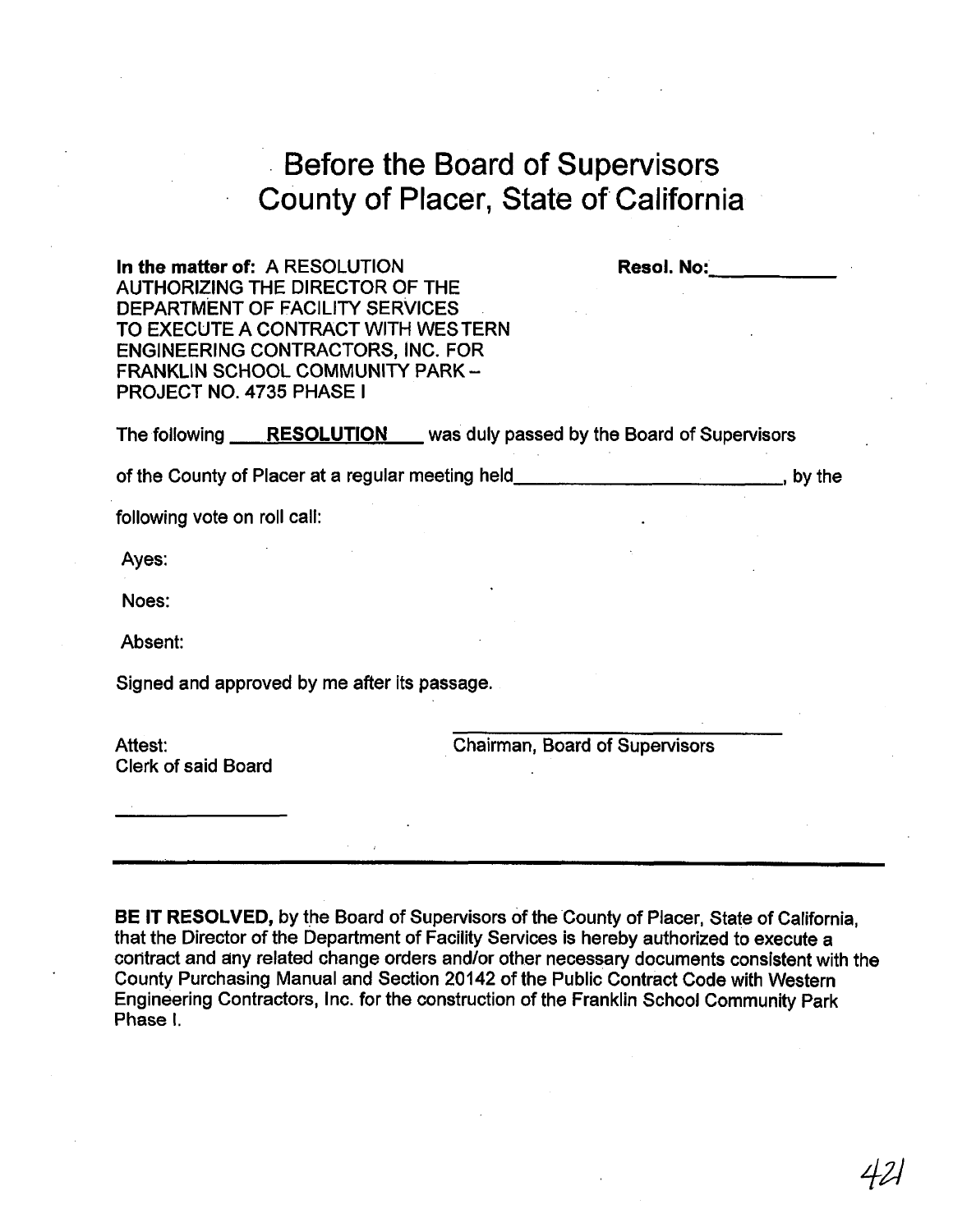# Before the Board of Supervisors
# County of Placer, State of California

**In the matter of:** A RESOLUTION AUTHORIZING THE DIRECTOR OF THE DEPARTMENT OF FACILITY SERVICES TO EXECUTE A CONTRACT WITH WESTERN ENGINEERING CONTRACTORS, INC. FOR FRANKLIN SCHOOL COMMUNITY PARK – PROJECT NO. 4735 PHASE I

**Resol. No:**\_\_\_\_\_\_\_\_\_\_\_\_

The following **RESOLUTION** was duly passed by the Board of Supervisors

of the County of Placer at a regular meeting held\_\_\_\_\_\_\_\_\_\_\_\_\_\_\_\_\_\_\_\_\_\_\_\_\_\_, by the

following vote on roll call:

Ayes:

Noes:

Absent:

Signed and approved by me after its passage.

Attest:
Clerk of said Board

\_\_\_\_\_\_\_\_\_\_\_\_\_\_\_\_

\_\_\_\_\_\_\_\_\_\_\_\_\_\_\_\_\_\_\_\_\_\_\_\_\_\_\_\_\_\_\_\_
Chairman, Board of Supervisors

---

**BE IT RESOLVED,** by the Board of Supervisors of the County of Placer, State of California, that the Director of the Department of Facility Services is hereby authorized to execute a contract and any related change orders and/or other necessary documents consistent with the County Purchasing Manual and Section 20142 of the Public Contract Code with Western Engineering Contractors, Inc. for the construction of the Franklin School Community Park Phase I.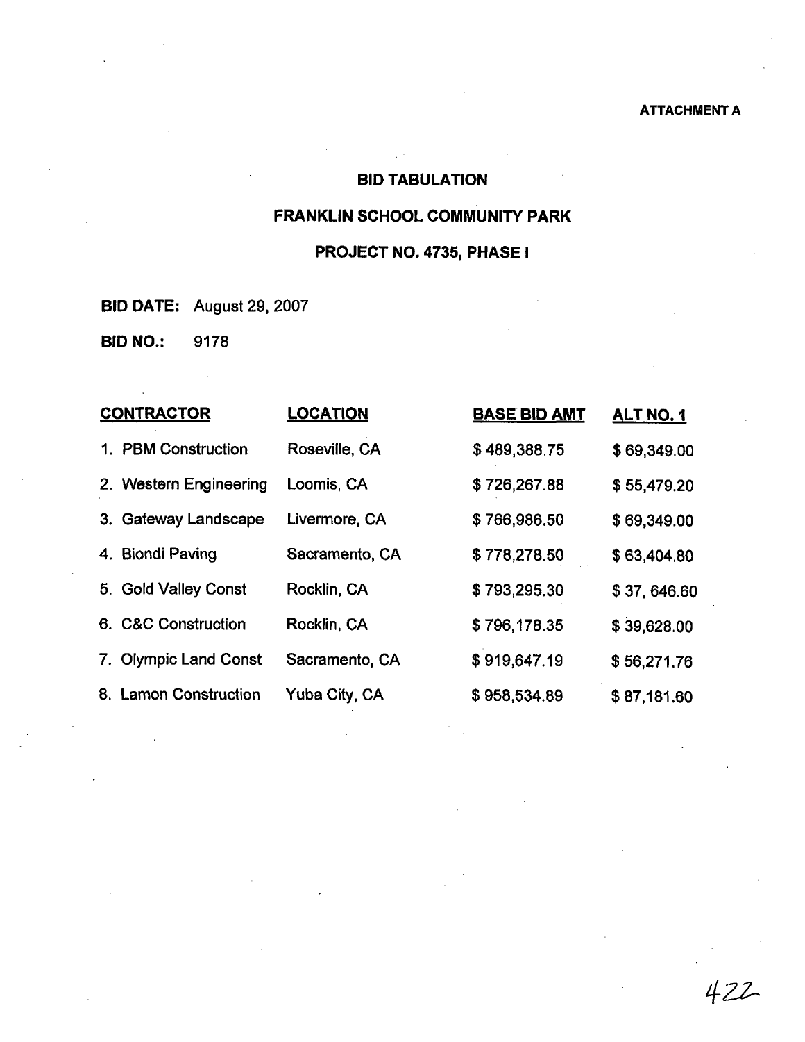ATTACHMENT A

# BID TABULATION

## FRANKLIN SCHOOL COMMUNITY PARK

## PROJECT NO. 4735, PHASE I

**BID DATE:** August 29, 2007

**BID NO.:** 9178

| CONTRACTOR | LOCATION | BASE BID AMT | ALT NO. 1 |
|---|---|---|---|
| 1. PBM Construction | Roseville, CA | $ 489,388.75 | $ 69,349.00 |
| 2. Western Engineering | Loomis, CA | $ 726,267.88 | $ 55,479.20 |
| 3. Gateway Landscape | Livermore, CA | $ 766,986.50 | $ 69,349.00 |
| 4. Biondi Paving | Sacramento, CA | $ 778,278.50 | $ 63,404.80 |
| 5. Gold Valley Const | Rocklin, CA | $ 793,295.30 | $ 37, 646.60 |
| 6. C&C Construction | Rocklin, CA | $ 796,178.35 | $ 39,628.00 |
| 7. Olympic Land Const | Sacramento, CA | $ 919,647.19 | $ 56,271.76 |
| 8. Lamon Construction | Yuba City, CA | $ 958,534.89 | $ 87,181.60 |